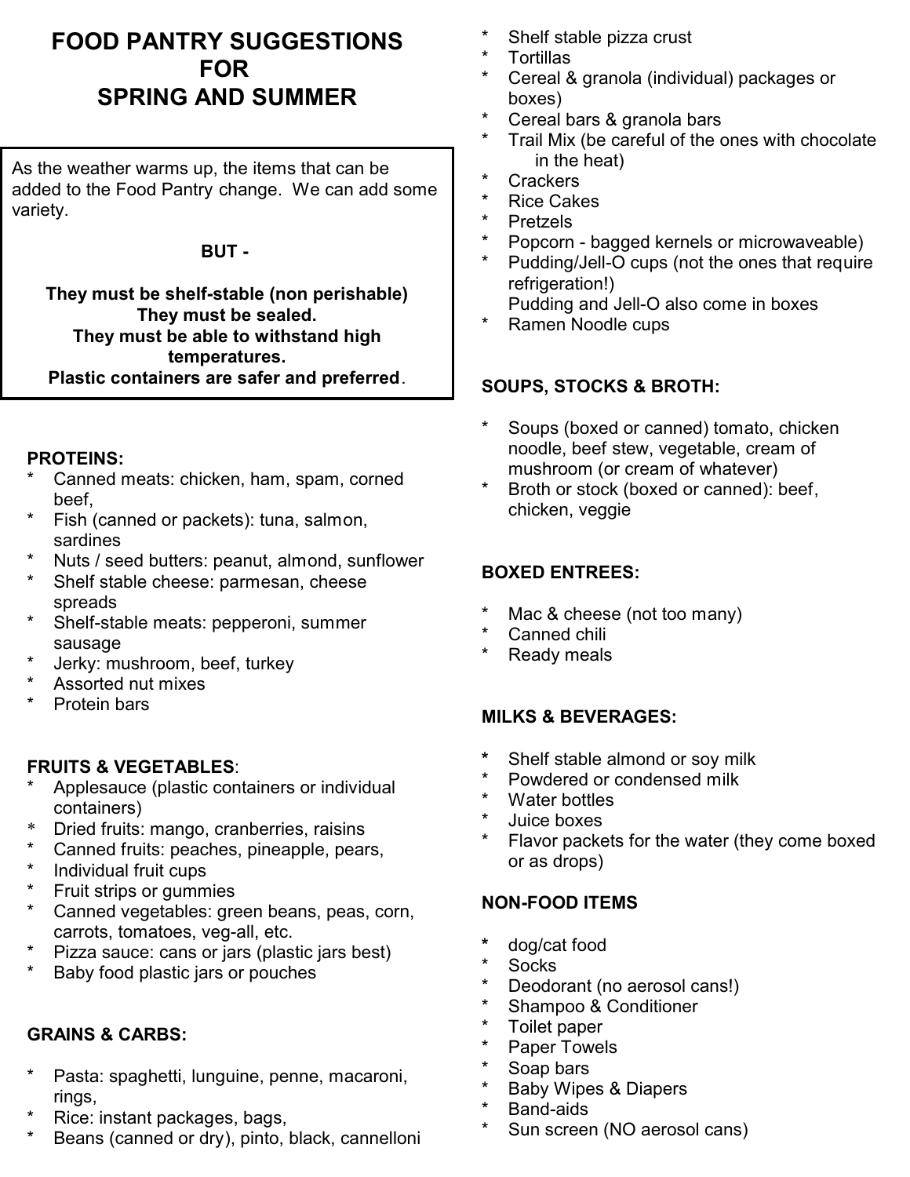# FOOD PANTRY SUGGESTIONS FOR SPRING AND SUMMER

As the weather warms up, the items that can be added to the Food Pantry change. We can add some variety.

**BUT -**

**They must be shelf-stable (non perishable)**
**They must be sealed.**
**They must be able to withstand high temperatures.**
**Plastic containers are safer and preferred**.

## PROTEINS:

* Canned meats: chicken, ham, spam, corned beef,
* Fish (canned or packets): tuna, salmon, sardines
* Nuts / seed butters: peanut, almond, sunflower
* Shelf stable cheese: parmesan, cheese spreads
* Shelf-stable meats: pepperoni, summer sausage
* Jerky: mushroom, beef, turkey
* Assorted nut mixes
* Protein bars

## FRUITS & VEGETABLES:

* Applesauce (plastic containers or individual containers)
* Dried fruits: mango, cranberries, raisins
* Canned fruits: peaches, pineapple, pears,
* Individual fruit cups
* Fruit strips or gummies
* Canned vegetables: green beans, peas, corn, carrots, tomatoes, veg-all, etc.
* Pizza sauce: cans or jars (plastic jars best)
* Baby food plastic jars or pouches

## GRAINS & CARBS:

* Pasta: spaghetti, lunguine, penne, macaroni, rings,
* Rice: instant packages, bags,
* Beans (canned or dry), pinto, black, cannelloni
* Shelf stable pizza crust
* Tortillas
* Cereal & granola (individual) packages or boxes)
* Cereal bars & granola bars
* Trail Mix (be careful of the ones with chocolate in the heat)
* Crackers
* Rice Cakes
* Pretzels
* Popcorn - bagged kernels or microwaveable)
* Pudding/Jell-O cups (not the ones that require refrigeration!)
  Pudding and Jell-O also come in boxes
* Ramen Noodle cups

## SOUPS, STOCKS & BROTH:

* Soups (boxed or canned) tomato, chicken noodle, beef stew, vegetable, cream of mushroom (or cream of whatever)
* Broth or stock (boxed or canned): beef, chicken, veggie

## BOXED ENTREES:

* Mac & cheese (not too many)
* Canned chili
* Ready meals

## MILKS & BEVERAGES:

* Shelf stable almond or soy milk
* Powdered or condensed milk
* Water bottles
* Juice boxes
* Flavor packets for the water (they come boxed or as drops)

## NON-FOOD ITEMS

* dog/cat food
* Socks
* Deodorant (no aerosol cans!)
* Shampoo & Conditioner
* Toilet paper
* Paper Towels
* Soap bars
* Baby Wipes & Diapers
* Band-aids
* Sun screen (NO aerosol cans)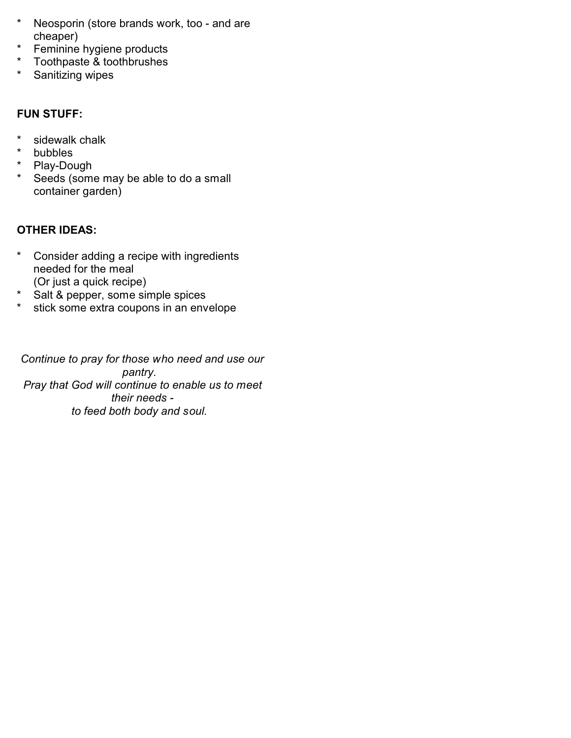* Neosporin (store brands work, too - and are cheaper)
* Feminine hygiene products
* Toothpaste & toothbrushes
* Sanitizing wipes

**FUN STUFF:**

* sidewalk chalk
* bubbles
* Play-Dough
* Seeds (some may be able to do a small container garden)

**OTHER IDEAS:**

* Consider adding a recipe with ingredients needed for the meal
  (Or just a quick recipe)
* Salt & pepper, some simple spices
* stick some extra coupons in an envelope

*Continue to pray for those who need and use our pantry.*
*Pray that God will continue to enable us to meet their needs -*
*to feed both body and soul.*